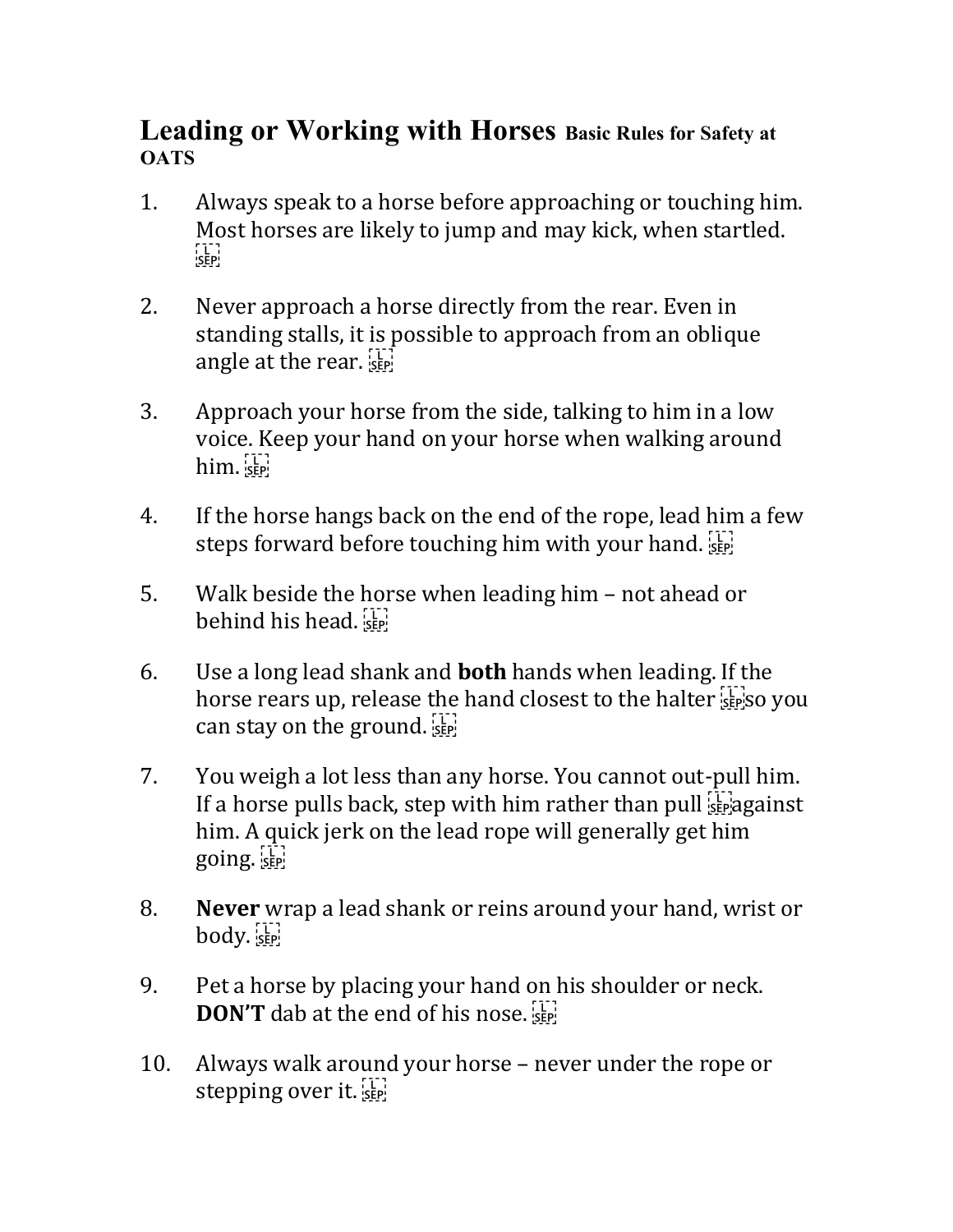# Leading or Working with Horses Basic Rules for Safety at OATS

1. Always speak to a horse before approaching or touching him. Most horses are likely to jump and may kick, when startled.

2. Never approach a horse directly from the rear. Even in standing stalls, it is possible to approach from an oblique angle at the rear.

3. Approach your horse from the side, talking to him in a low voice. Keep your hand on your horse when walking around him.

4. If the horse hangs back on the end of the rope, lead him a few steps forward before touching him with your hand.

5. Walk beside the horse when leading him – not ahead or behind his head.

6. Use a long lead shank and **both** hands when leading. If the horse rears up, release the hand closest to the halter so you can stay on the ground.

7. You weigh a lot less than any horse. You cannot out-pull him. If a horse pulls back, step with him rather than pull against him. A quick jerk on the lead rope will generally get him going.

8. **Never** wrap a lead shank or reins around your hand, wrist or body.

9. Pet a horse by placing your hand on his shoulder or neck. **DON'T** dab at the end of his nose.

10. Always walk around your horse – never under the rope or stepping over it.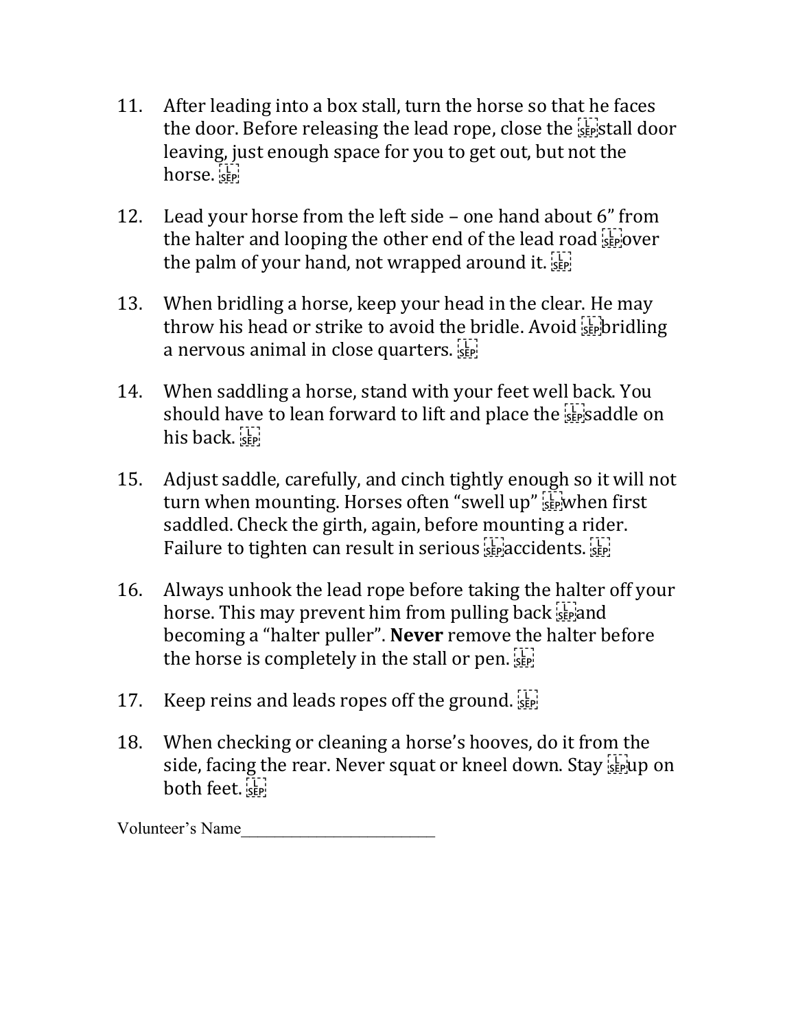11. After leading into a box stall, turn the horse so that he faces the door. Before releasing the lead rope, close the stall door leaving, just enough space for you to get out, but not the horse.

12. Lead your horse from the left side – one hand about 6" from the halter and looping the other end of the lead road over the palm of your hand, not wrapped around it.

13. When bridling a horse, keep your head in the clear. He may throw his head or strike to avoid the bridle. Avoid bridling a nervous animal in close quarters.

14. When saddling a horse, stand with your feet well back. You should have to lean forward to lift and place the saddle on his back.

15. Adjust saddle, carefully, and cinch tightly enough so it will not turn when mounting. Horses often "swell up" when first saddled. Check the girth, again, before mounting a rider. Failure to tighten can result in serious accidents.

16. Always unhook the lead rope before taking the halter off your horse. This may prevent him from pulling back and becoming a "halter puller". **Never** remove the halter before the horse is completely in the stall or pen.

17. Keep reins and leads ropes off the ground.

18. When checking or cleaning a horse's hooves, do it from the side, facing the rear. Never squat or kneel down. Stay up on both feet.

Volunteer's Name________________________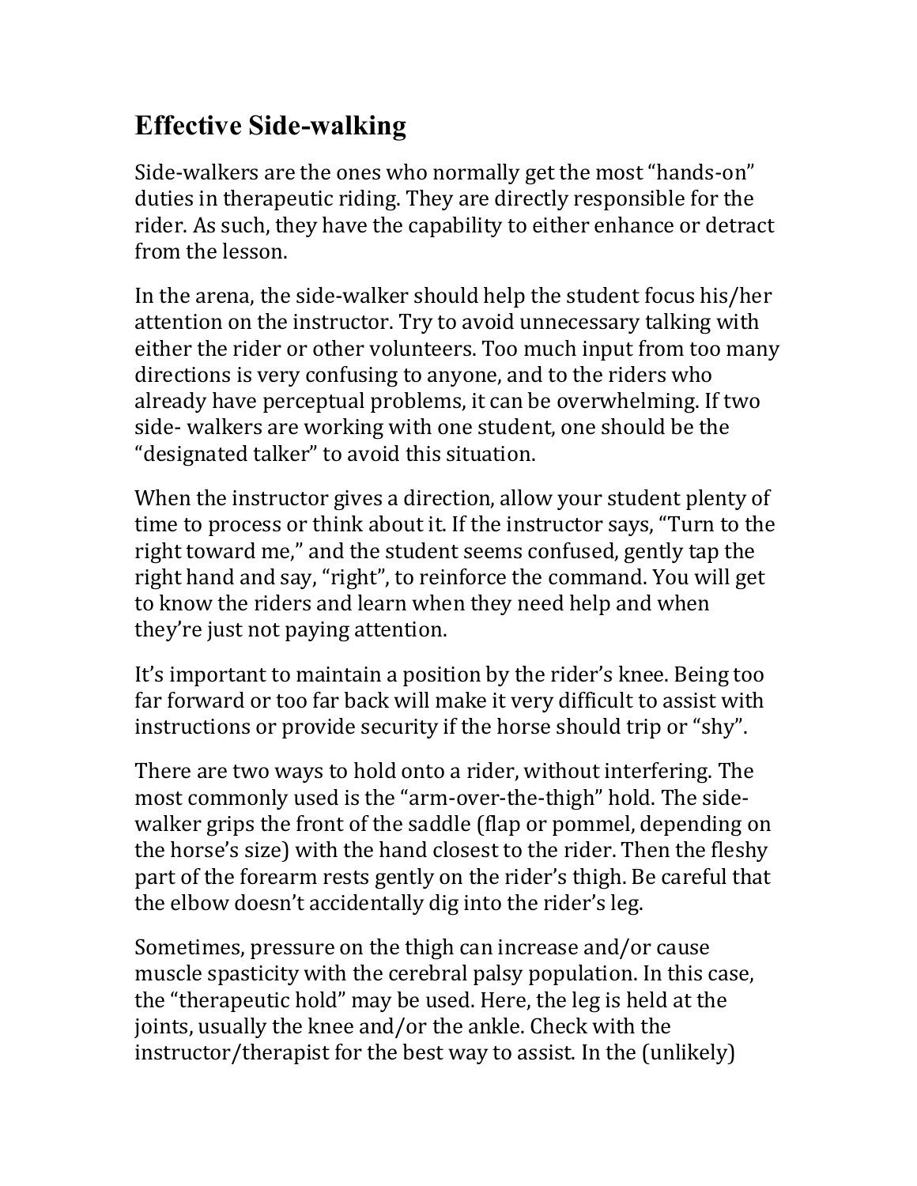## Effective Side-walking

Side-walkers are the ones who normally get the most "hands-on" duties in therapeutic riding. They are directly responsible for the rider. As such, they have the capability to either enhance or detract from the lesson.

In the arena, the side-walker should help the student focus his/her attention on the instructor. Try to avoid unnecessary talking with either the rider or other volunteers. Too much input from too many directions is very confusing to anyone, and to the riders who already have perceptual problems, it can be overwhelming. If two side- walkers are working with one student, one should be the "designated talker" to avoid this situation.

When the instructor gives a direction, allow your student plenty of time to process or think about it. If the instructor says, "Turn to the right toward me," and the student seems confused, gently tap the right hand and say, "right", to reinforce the command. You will get to know the riders and learn when they need help and when they're just not paying attention.

It's important to maintain a position by the rider's knee. Being too far forward or too far back will make it very difficult to assist with instructions or provide security if the horse should trip or "shy".

There are two ways to hold onto a rider, without interfering. The most commonly used is the "arm-over-the-thigh" hold. The side-walker grips the front of the saddle (flap or pommel, depending on the horse's size) with the hand closest to the rider. Then the fleshy part of the forearm rests gently on the rider's thigh. Be careful that the elbow doesn't accidentally dig into the rider's leg.

Sometimes, pressure on the thigh can increase and/or cause muscle spasticity with the cerebral palsy population. In this case, the "therapeutic hold" may be used. Here, the leg is held at the joints, usually the knee and/or the ankle. Check with the instructor/therapist for the best way to assist. In the (unlikely)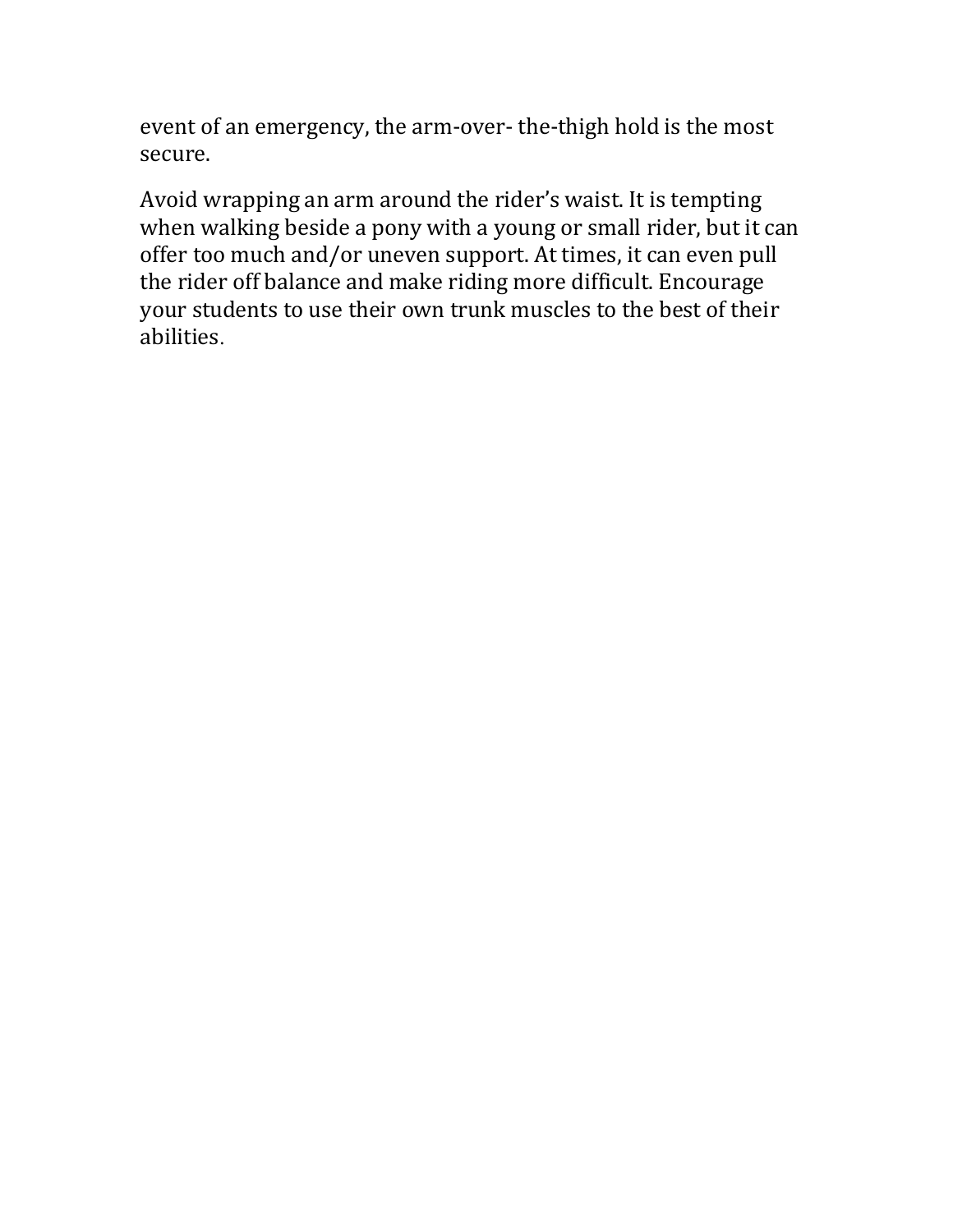event of an emergency, the arm-over- the-thigh hold is the most secure.

Avoid wrapping an arm around the rider's waist. It is tempting when walking beside a pony with a young or small rider, but it can offer too much and/or uneven support. At times, it can even pull the rider off balance and make riding more difficult. Encourage your students to use their own trunk muscles to the best of their abilities.